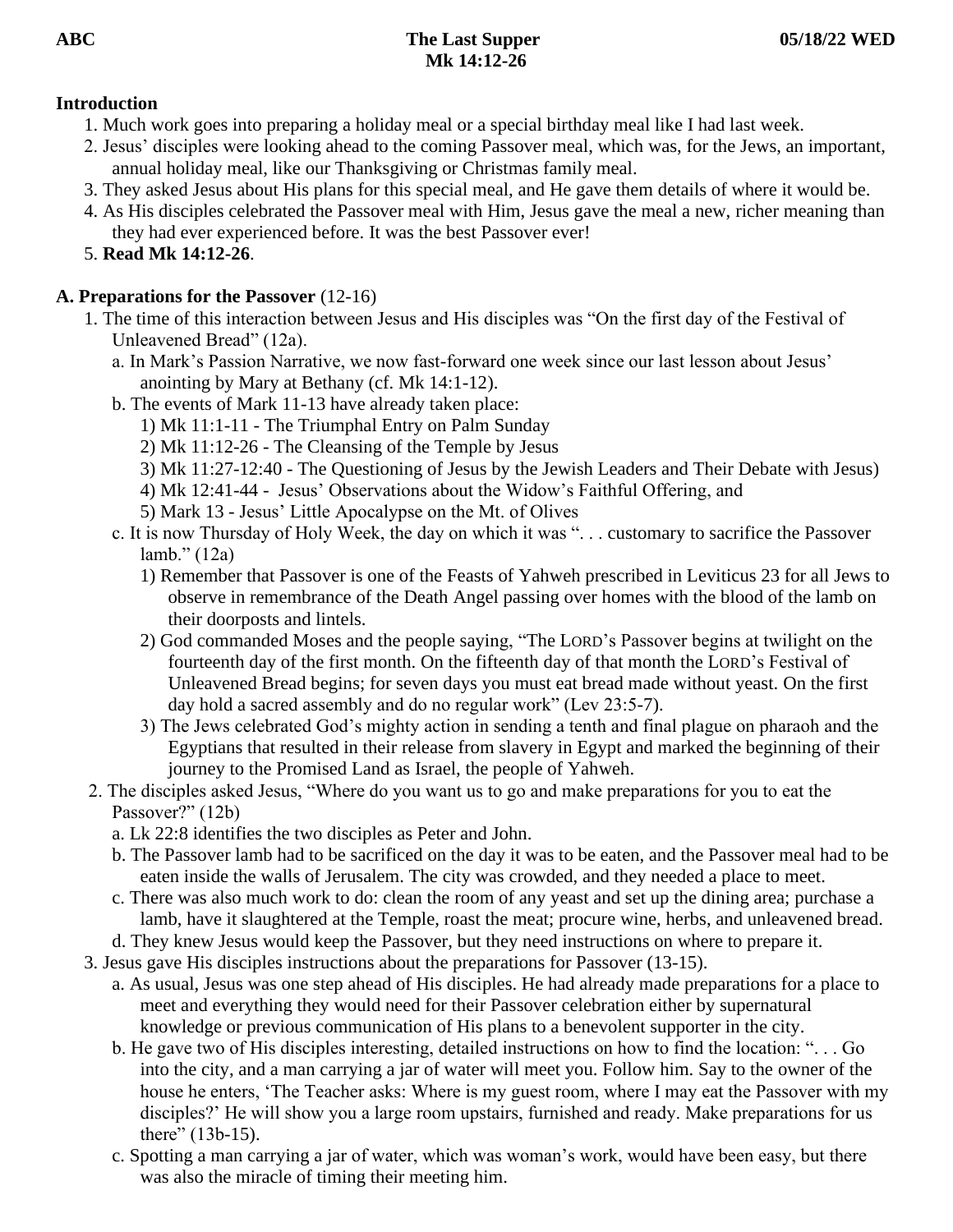ABC **The Last Supper** **05/18/22 WED**

**Mk 14:12-26**

**Introduction**

1. Much work goes into preparing a holiday meal or a special birthday meal like I had last week.
2. Jesus' disciples were looking ahead to the coming Passover meal, which was, for the Jews, an important, annual holiday meal, like our Thanksgiving or Christmas family meal.
3. They asked Jesus about His plans for this special meal, and He gave them details of where it would be.
4. As His disciples celebrated the Passover meal with Him, Jesus gave the meal a new, richer meaning than they had ever experienced before. It was the best Passover ever!
5. **Read Mk 14:12-26**.

**A. Preparations for the Passover** (12-16)

1. The time of this interaction between Jesus and His disciples was "On the first day of the Festival of Unleavened Bread" (12a).
   a. In Mark's Passion Narrative, we now fast-forward one week since our last lesson about Jesus' anointing by Mary at Bethany (cf. Mk 14:1-12).
   b. The events of Mark 11-13 have already taken place:
      1) Mk 11:1-11 - The Triumphal Entry on Palm Sunday
      2) Mk 11:12-26 - The Cleansing of the Temple by Jesus
      3) Mk 11:27-12:40 - The Questioning of Jesus by the Jewish Leaders and Their Debate with Jesus)
      4) Mk 12:41-44 - Jesus' Observations about the Widow's Faithful Offering, and
      5) Mark 13 - Jesus' Little Apocalypse on the Mt. of Olives
   c. It is now Thursday of Holy Week, the day on which it was ". . . customary to sacrifice the Passover lamb." (12a)
      1) Remember that Passover is one of the Feasts of Yahweh prescribed in Leviticus 23 for all Jews to observe in remembrance of the Death Angel passing over homes with the blood of the lamb on their doorposts and lintels.
      2) God commanded Moses and the people saying, "The LORD's Passover begins at twilight on the fourteenth day of the first month. On the fifteenth day of that month the LORD's Festival of Unleavened Bread begins; for seven days you must eat bread made without yeast. On the first day hold a sacred assembly and do no regular work" (Lev 23:5-7).
      3) The Jews celebrated God's mighty action in sending a tenth and final plague on pharaoh and the Egyptians that resulted in their release from slavery in Egypt and marked the beginning of their journey to the Promised Land as Israel, the people of Yahweh.
2. The disciples asked Jesus, "Where do you want us to go and make preparations for you to eat the Passover?" (12b)
   a. Lk 22:8 identifies the two disciples as Peter and John.
   b. The Passover lamb had to be sacrificed on the day it was to be eaten, and the Passover meal had to be eaten inside the walls of Jerusalem. The city was crowded, and they needed a place to meet.
   c. There was also much work to do: clean the room of any yeast and set up the dining area; purchase a lamb, have it slaughtered at the Temple, roast the meat; procure wine, herbs, and unleavened bread.
   d. They knew Jesus would keep the Passover, but they need instructions on where to prepare it.
3. Jesus gave His disciples instructions about the preparations for Passover (13-15).
   a. As usual, Jesus was one step ahead of His disciples. He had already made preparations for a place to meet and everything they would need for their Passover celebration either by supernatural knowledge or previous communication of His plans to a benevolent supporter in the city.
   b. He gave two of His disciples interesting, detailed instructions on how to find the location: ". . . Go into the city, and a man carrying a jar of water will meet you. Follow him. Say to the owner of the house he enters, 'The Teacher asks: Where is my guest room, where I may eat the Passover with my disciples?' He will show you a large room upstairs, furnished and ready. Make preparations for us there" (13b-15).
   c. Spotting a man carrying a jar of water, which was woman's work, would have been easy, but there was also the miracle of timing their meeting him.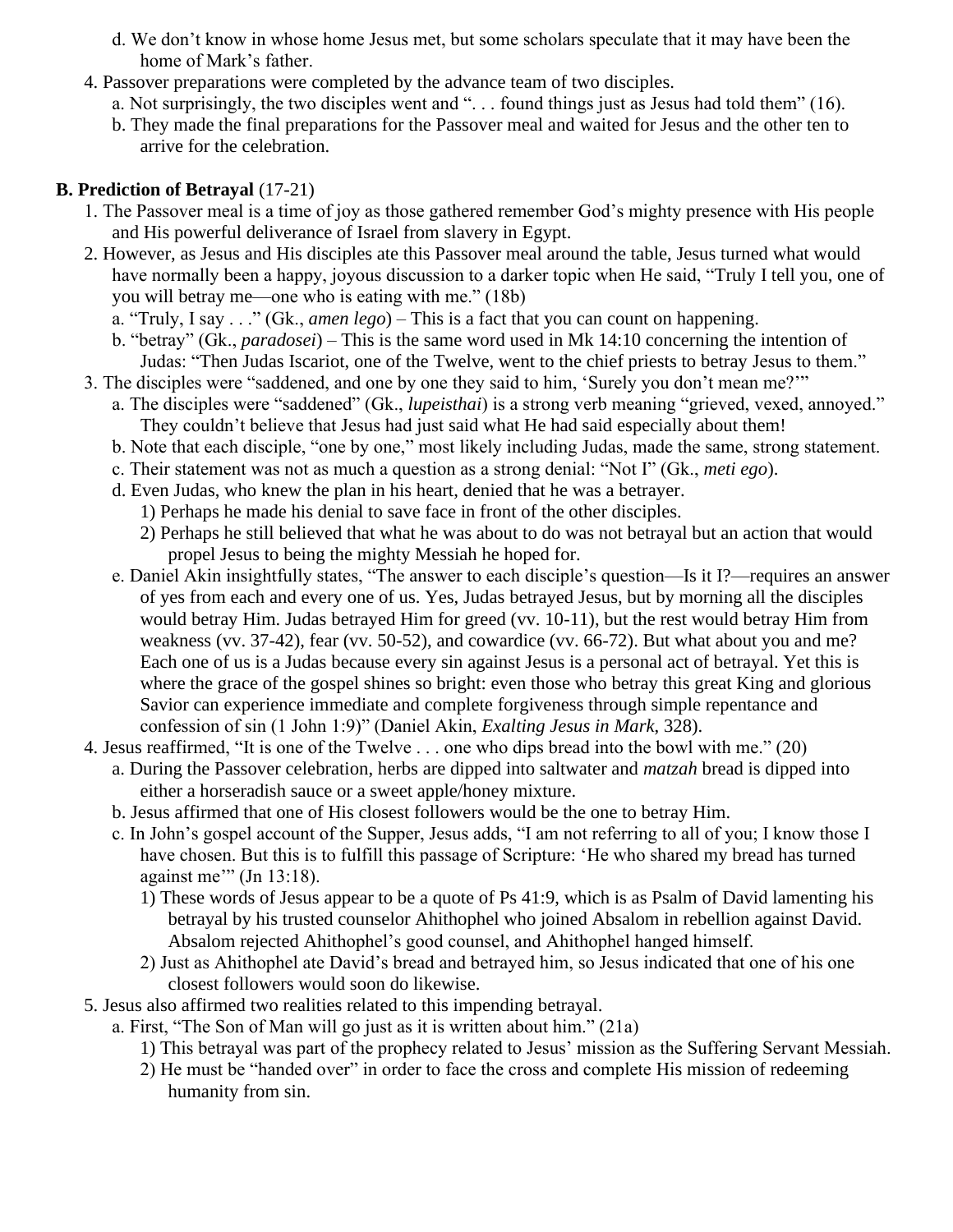d. We don't know in whose home Jesus met, but some scholars speculate that it may have been the home of Mark's father.

4. Passover preparations were completed by the advance team of two disciples.
   a. Not surprisingly, the two disciples went and ". . . found things just as Jesus had told them" (16).
   b. They made the final preparations for the Passover meal and waited for Jesus and the other ten to arrive for the celebration.

**B. Prediction of Betrayal** (17-21)

1. The Passover meal is a time of joy as those gathered remember God's mighty presence with His people and His powerful deliverance of Israel from slavery in Egypt.
2. However, as Jesus and His disciples ate this Passover meal around the table, Jesus turned what would have normally been a happy, joyous discussion to a darker topic when He said, "Truly I tell you, one of you will betray me—one who is eating with me." (18b)
   a. "Truly, I say . . ." (Gk., *amen lego*) – This is a fact that you can count on happening.
   b. "betray" (Gk., *paradosei*) – This is the same word used in Mk 14:10 concerning the intention of Judas: "Then Judas Iscariot, one of the Twelve, went to the chief priests to betray Jesus to them."
3. The disciples were "saddened, and one by one they said to him, 'Surely you don't mean me?'"
   a. The disciples were "saddened" (Gk., *lupeisthai*) is a strong verb meaning "grieved, vexed, annoyed." They couldn't believe that Jesus had just said what He had said especially about them!
   b. Note that each disciple, "one by one," most likely including Judas, made the same, strong statement.
   c. Their statement was not as much a question as a strong denial: "Not I" (Gk., *meti ego*).
   d. Even Judas, who knew the plan in his heart, denied that he was a betrayer.
      1) Perhaps he made his denial to save face in front of the other disciples.
      2) Perhaps he still believed that what he was about to do was not betrayal but an action that would propel Jesus to being the mighty Messiah he hoped for.
   e. Daniel Akin insightfully states, "The answer to each disciple's question—Is it I?—requires an answer of yes from each and every one of us. Yes, Judas betrayed Jesus, but by morning all the disciples would betray Him. Judas betrayed Him for greed (vv. 10-11), but the rest would betray Him from weakness (vv. 37-42), fear (vv. 50-52), and cowardice (vv. 66-72). But what about you and me? Each one of us is a Judas because every sin against Jesus is a personal act of betrayal. Yet this is where the grace of the gospel shines so bright: even those who betray this great King and glorious Savior can experience immediate and complete forgiveness through simple repentance and confession of sin (1 John 1:9)" (Daniel Akin, *Exalting Jesus in Mark*, 328).
4. Jesus reaffirmed, "It is one of the Twelve . . . one who dips bread into the bowl with me." (20)
   a. During the Passover celebration, herbs are dipped into saltwater and *matzah* bread is dipped into either a horseradish sauce or a sweet apple/honey mixture.
   b. Jesus affirmed that one of His closest followers would be the one to betray Him.
   c. In John's gospel account of the Supper, Jesus adds, "I am not referring to all of you; I know those I have chosen. But this is to fulfill this passage of Scripture: 'He who shared my bread has turned against me'" (Jn 13:18).
      1) These words of Jesus appear to be a quote of Ps 41:9, which is as Psalm of David lamenting his betrayal by his trusted counselor Ahithophel who joined Absalom in rebellion against David. Absalom rejected Ahithophel's good counsel, and Ahithophel hanged himself.
      2) Just as Ahithophel ate David's bread and betrayed him, so Jesus indicated that one of his one closest followers would soon do likewise.
5. Jesus also affirmed two realities related to this impending betrayal.
   a. First, "The Son of Man will go just as it is written about him." (21a)
      1) This betrayal was part of the prophecy related to Jesus' mission as the Suffering Servant Messiah.
      2) He must be "handed over" in order to face the cross and complete His mission of redeeming humanity from sin.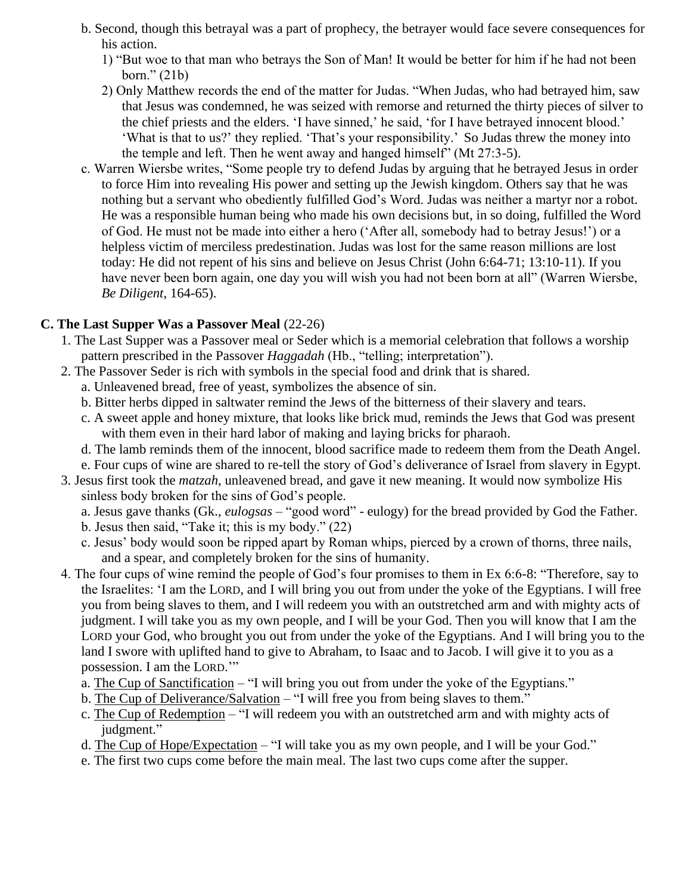b. Second, though this betrayal was a part of prophecy, the betrayer would face severe consequences for his action.

1) "But woe to that man who betrays the Son of Man! It would be better for him if he had not been born." (21b)

2) Only Matthew records the end of the matter for Judas. "When Judas, who had betrayed him, saw that Jesus was condemned, he was seized with remorse and returned the thirty pieces of silver to the chief priests and the elders. 'I have sinned,' he said, 'for I have betrayed innocent blood.' 'What is that to us?' they replied. 'That's your responsibility.' So Judas threw the money into the temple and left. Then he went away and hanged himself" (Mt 27:3-5).

c. Warren Wiersbe writes, "Some people try to defend Judas by arguing that he betrayed Jesus in order to force Him into revealing His power and setting up the Jewish kingdom. Others say that he was nothing but a servant who obediently fulfilled God's Word. Judas was neither a martyr nor a robot. He was a responsible human being who made his own decisions but, in so doing, fulfilled the Word of God. He must not be made into either a hero ('After all, somebody had to betray Jesus!') or a helpless victim of merciless predestination. Judas was lost for the same reason millions are lost today: He did not repent of his sins and believe on Jesus Christ (John 6:64-71; 13:10-11). If you have never been born again, one day you will wish you had not been born at all" (Warren Wiersbe, *Be Diligent*, 164-65).

**C. The Last Supper Was a Passover Meal** (22-26)

1. The Last Supper was a Passover meal or Seder which is a memorial celebration that follows a worship pattern prescribed in the Passover *Haggadah* (Hb., "telling; interpretation").
2. The Passover Seder is rich with symbols in the special food and drink that is shared.
   a. Unleavened bread, free of yeast, symbolizes the absence of sin.
   b. Bitter herbs dipped in saltwater remind the Jews of the bitterness of their slavery and tears.
   c. A sweet apple and honey mixture, that looks like brick mud, reminds the Jews that God was present with them even in their hard labor of making and laying bricks for pharaoh.
   d. The lamb reminds them of the innocent, blood sacrifice made to redeem them from the Death Angel.
   e. Four cups of wine are shared to re-tell the story of God's deliverance of Israel from slavery in Egypt.
3. Jesus first took the *matzah*, unleavened bread, and gave it new meaning. It would now symbolize His sinless body broken for the sins of God's people.
   a. Jesus gave thanks (Gk., *eulogsas* – "good word" - eulogy) for the bread provided by God the Father.
   b. Jesus then said, "Take it; this is my body." (22)
   c. Jesus' body would soon be ripped apart by Roman whips, pierced by a crown of thorns, three nails, and a spear, and completely broken for the sins of humanity.
4. The four cups of wine remind the people of God's four promises to them in Ex 6:6-8: "Therefore, say to the Israelites: 'I am the LORD, and I will bring you out from under the yoke of the Egyptians. I will free you from being slaves to them, and I will redeem you with an outstretched arm and with mighty acts of judgment. I will take you as my own people, and I will be your God. Then you will know that I am the LORD your God, who brought you out from under the yoke of the Egyptians. And I will bring you to the land I swore with uplifted hand to give to Abraham, to Isaac and to Jacob. I will give it to you as a possession. I am the LORD.'"
   a. <u>The Cup of Sanctification</u> – "I will bring you out from under the yoke of the Egyptians."
   b. <u>The Cup of Deliverance/Salvation</u> – "I will free you from being slaves to them."
   c. <u>The Cup of Redemption</u> – "I will redeem you with an outstretched arm and with mighty acts of judgment."
   d. <u>The Cup of Hope/Expectation</u> – "I will take you as my own people, and I will be your God."
   e. The first two cups come before the main meal. The last two cups come after the supper.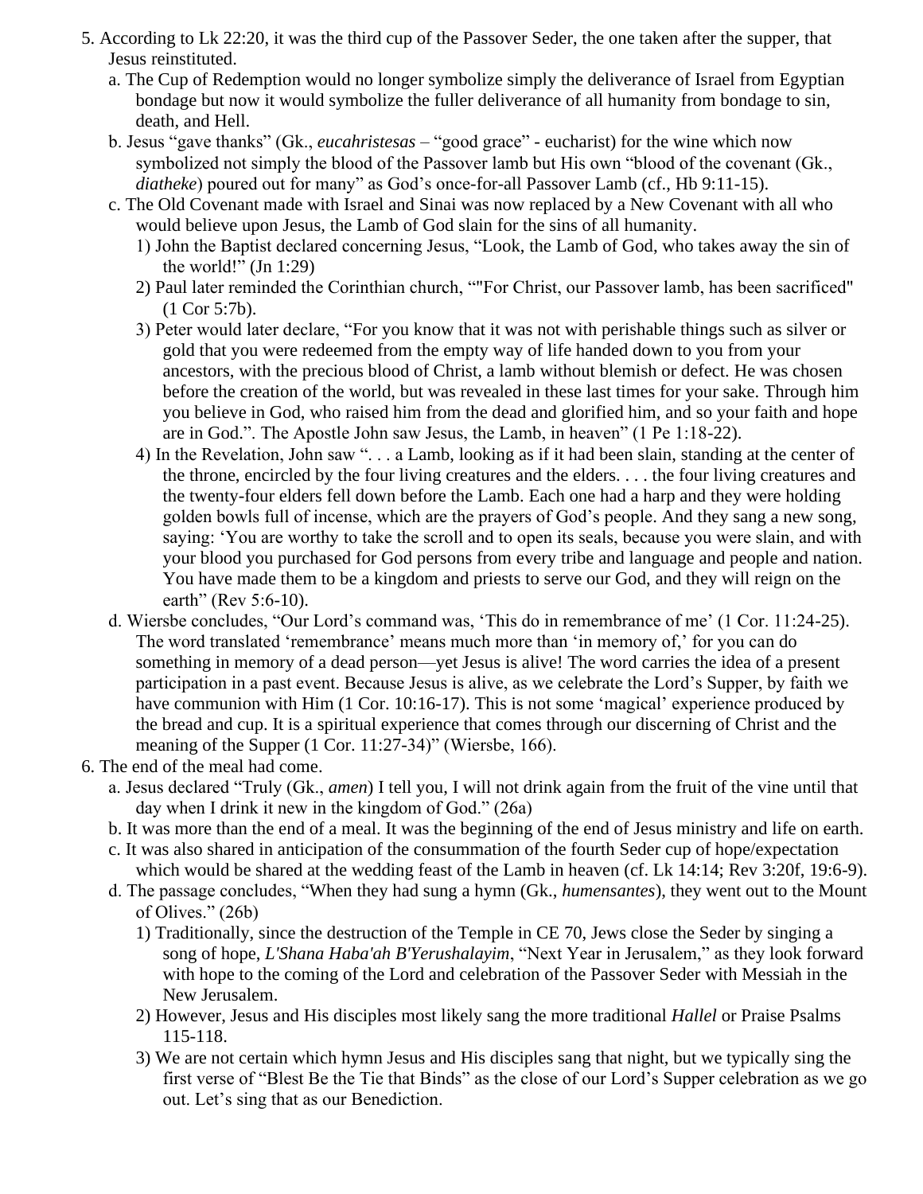5. According to Lk 22:20, it was the third cup of the Passover Seder, the one taken after the supper, that Jesus reinstituted.
   a. The Cup of Redemption would no longer symbolize simply the deliverance of Israel from Egyptian bondage but now it would symbolize the fuller deliverance of all humanity from bondage to sin, death, and Hell.
   b. Jesus "gave thanks" (Gk., *eucahristesas* – "good grace" - eucharist) for the wine which now symbolized not simply the blood of the Passover lamb but His own "blood of the covenant (Gk., *diatheke*) poured out for many" as God's once-for-all Passover Lamb (cf., Hb 9:11-15).
   c. The Old Covenant made with Israel and Sinai was now replaced by a New Covenant with all who would believe upon Jesus, the Lamb of God slain for the sins of all humanity.
      1) John the Baptist declared concerning Jesus, "Look, the Lamb of God, who takes away the sin of the world!" (Jn 1:29)
      2) Paul later reminded the Corinthian church, ""For Christ, our Passover lamb, has been sacrificed" (1 Cor 5:7b).
      3) Peter would later declare, "For you know that it was not with perishable things such as silver or gold that you were redeemed from the empty way of life handed down to you from your ancestors, with the precious blood of Christ, a lamb without blemish or defect. He was chosen before the creation of the world, but was revealed in these last times for your sake. Through him you believe in God, who raised him from the dead and glorified him, and so your faith and hope are in God.". The Apostle John saw Jesus, the Lamb, in heaven" (1 Pe 1:18-22).
      4) In the Revelation, John saw ". . . a Lamb, looking as if it had been slain, standing at the center of the throne, encircled by the four living creatures and the elders. . . . the four living creatures and the twenty-four elders fell down before the Lamb. Each one had a harp and they were holding golden bowls full of incense, which are the prayers of God's people. And they sang a new song, saying: 'You are worthy to take the scroll and to open its seals, because you were slain, and with your blood you purchased for God persons from every tribe and language and people and nation. You have made them to be a kingdom and priests to serve our God, and they will reign on the earth" (Rev 5:6-10).
   d. Wiersbe concludes, "Our Lord's command was, 'This do in remembrance of me' (1 Cor. 11:24-25). The word translated 'remembrance' means much more than 'in memory of,' for you can do something in memory of a dead person—yet Jesus is alive! The word carries the idea of a present participation in a past event. Because Jesus is alive, as we celebrate the Lord's Supper, by faith we have communion with Him (1 Cor. 10:16-17). This is not some 'magical' experience produced by the bread and cup. It is a spiritual experience that comes through our discerning of Christ and the meaning of the Supper (1 Cor. 11:27-34)" (Wiersbe, 166).
6. The end of the meal had come.
   a. Jesus declared "Truly (Gk., *amen*) I tell you, I will not drink again from the fruit of the vine until that day when I drink it new in the kingdom of God." (26a)
   b. It was more than the end of a meal. It was the beginning of the end of Jesus ministry and life on earth.
   c. It was also shared in anticipation of the consummation of the fourth Seder cup of hope/expectation which would be shared at the wedding feast of the Lamb in heaven (cf. Lk 14:14; Rev 3:20f, 19:6-9).
   d. The passage concludes, "When they had sung a hymn (Gk., *humensantes*), they went out to the Mount of Olives." (26b)
      1) Traditionally, since the destruction of the Temple in CE 70, Jews close the Seder by singing a song of hope, *L'Shana Haba'ah B'Yerushalayim*, "Next Year in Jerusalem," as they look forward with hope to the coming of the Lord and celebration of the Passover Seder with Messiah in the New Jerusalem.
      2) However, Jesus and His disciples most likely sang the more traditional *Hallel* or Praise Psalms 115-118.
      3) We are not certain which hymn Jesus and His disciples sang that night, but we typically sing the first verse of "Blest Be the Tie that Binds" as the close of our Lord's Supper celebration as we go out. Let's sing that as our Benediction.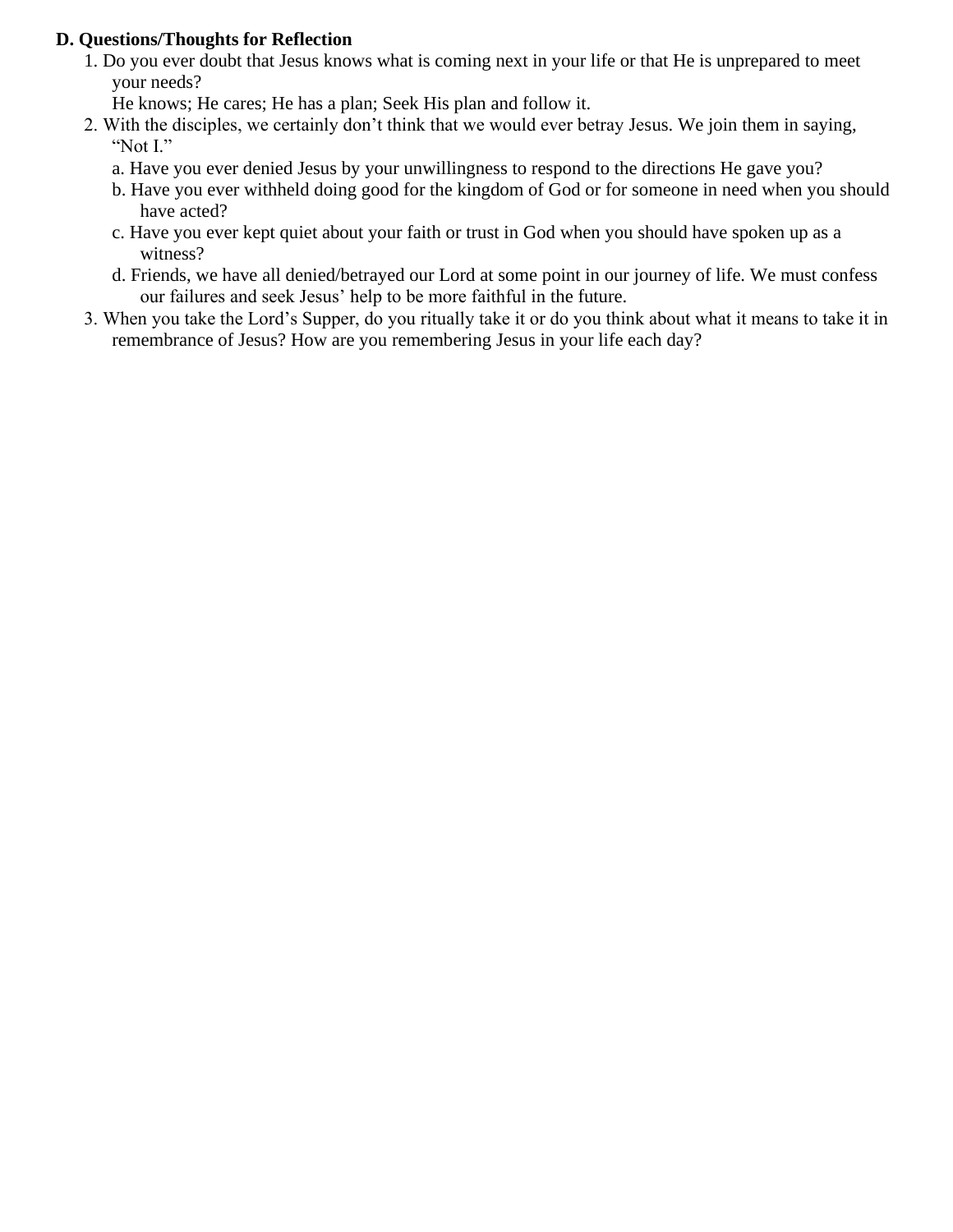**D. Questions/Thoughts for Reflection**

1. Do you ever doubt that Jesus knows what is coming next in your life or that He is unprepared to meet your needs?
   He knows; He cares; He has a plan; Seek His plan and follow it.
2. With the disciples, we certainly don't think that we would ever betray Jesus. We join them in saying, "Not I."
   a. Have you ever denied Jesus by your unwillingness to respond to the directions He gave you?
   b. Have you ever withheld doing good for the kingdom of God or for someone in need when you should have acted?
   c. Have you ever kept quiet about your faith or trust in God when you should have spoken up as a witness?
   d. Friends, we have all denied/betrayed our Lord at some point in our journey of life. We must confess our failures and seek Jesus' help to be more faithful in the future.
3. When you take the Lord's Supper, do you ritually take it or do you think about what it means to take it in remembrance of Jesus? How are you remembering Jesus in your life each day?